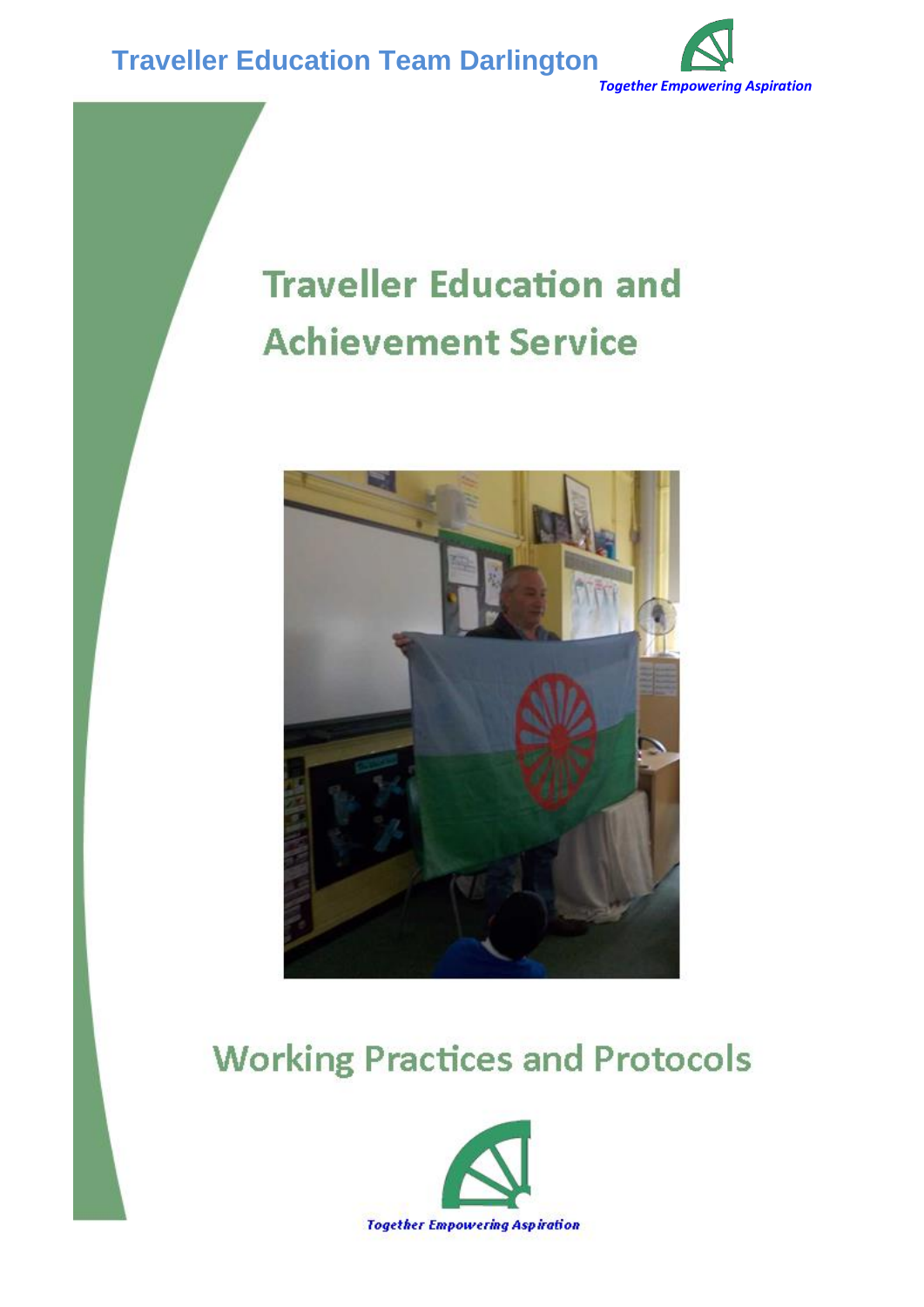**Traveller Education Team Darlington**

*Together Empowering Aspiration*

# Traveller Education and Achievement Service

## Working Practices and Protocols

*Together Empowering Aspiration*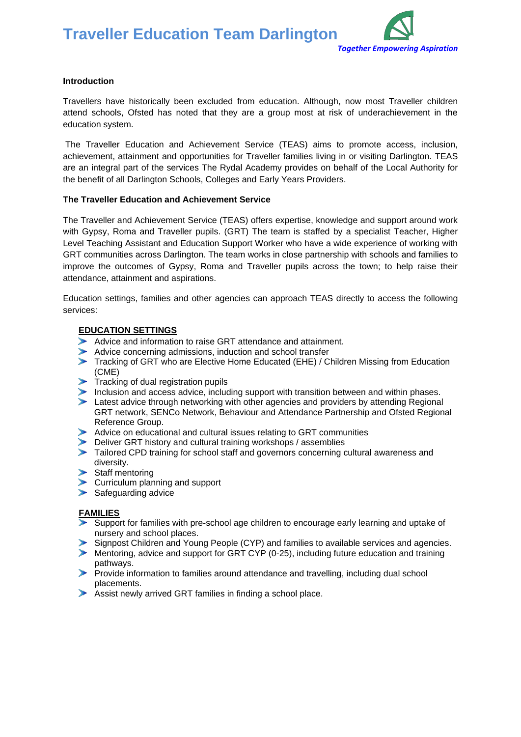# Traveller Education Team Darlington

*Together Empowering Aspiration*

**Introduction**

Travellers have historically been excluded from education. Although, now most Traveller children attend schools, Ofsted has noted that they are a group most at risk of underachievement in the education system.

The Traveller Education and Achievement Service (TEAS) aims to promote access, inclusion, achievement, attainment and opportunities for Traveller families living in or visiting Darlington. TEAS are an integral part of the services The Rydal Academy provides on behalf of the Local Authority for the benefit of all Darlington Schools, Colleges and Early Years Providers.

**The Traveller Education and Achievement Service**

The Traveller and Achievement Service (TEAS) offers expertise, knowledge and support around work with Gypsy, Roma and Traveller pupils. (GRT) The team is staffed by a specialist Teacher, Higher Level Teaching Assistant and Education Support Worker who have a wide experience of working with GRT communities across Darlington. The team works in close partnership with schools and families to improve the outcomes of Gypsy, Roma and Traveller pupils across the town; to help raise their attendance, attainment and aspirations.

Education settings, families and other agencies can approach TEAS directly to access the following services:

**EDUCATION SETTINGS**

- Advice and information to raise GRT attendance and attainment.
- Advice concerning admissions, induction and school transfer
- Tracking of GRT who are Elective Home Educated (EHE) / Children Missing from Education (CME)
- Tracking of dual registration pupils
- Inclusion and access advice, including support with transition between and within phases.
- Latest advice through networking with other agencies and providers by attending Regional GRT network, SENCo Network, Behaviour and Attendance Partnership and Ofsted Regional Reference Group.
- Advice on educational and cultural issues relating to GRT communities
- Deliver GRT history and cultural training workshops / assemblies
- Tailored CPD training for school staff and governors concerning cultural awareness and diversity.
- Staff mentoring
- Curriculum planning and support
- Safeguarding advice

**FAMILIES**

- Support for families with pre-school age children to encourage early learning and uptake of nursery and school places.
- Signpost Children and Young People (CYP) and families to available services and agencies.
- Mentoring, advice and support for GRT CYP (0-25), including future education and training pathways.
- Provide information to families around attendance and travelling, including dual school placements.
- Assist newly arrived GRT families in finding a school place.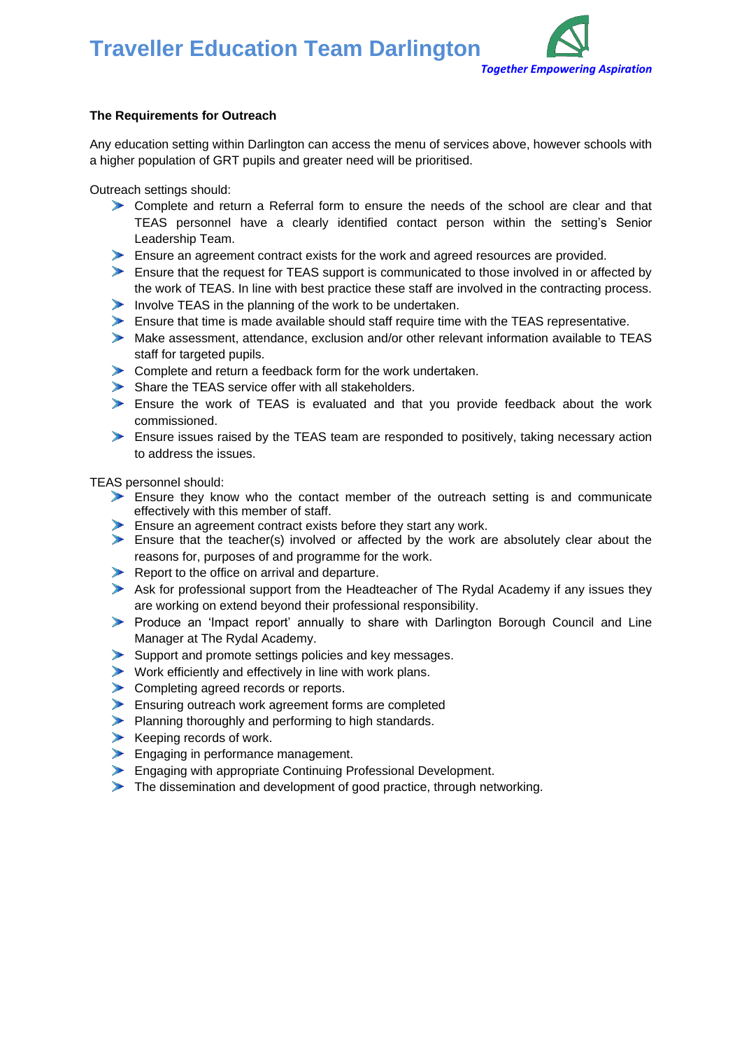## The Requirements for Outreach

Any education setting within Darlington can access the menu of services above, however schools with a higher population of GRT pupils and greater need will be prioritised.

Outreach settings should:

- Complete and return a Referral form to ensure the needs of the school are clear and that TEAS personnel have a clearly identified contact person within the setting's Senior Leadership Team.
- Ensure an agreement contract exists for the work and agreed resources are provided.
- Ensure that the request for TEAS support is communicated to those involved in or affected by the work of TEAS. In line with best practice these staff are involved in the contracting process.
- Involve TEAS in the planning of the work to be undertaken.
- Ensure that time is made available should staff require time with the TEAS representative.
- Make assessment, attendance, exclusion and/or other relevant information available to TEAS staff for targeted pupils.
- Complete and return a feedback form for the work undertaken.
- Share the TEAS service offer with all stakeholders.
- Ensure the work of TEAS is evaluated and that you provide feedback about the work commissioned.
- Ensure issues raised by the TEAS team are responded to positively, taking necessary action to address the issues.

TEAS personnel should:

- Ensure they know who the contact member of the outreach setting is and communicate effectively with this member of staff.
- Ensure an agreement contract exists before they start any work.
- Ensure that the teacher(s) involved or affected by the work are absolutely clear about the reasons for, purposes of and programme for the work.
- Report to the office on arrival and departure.
- Ask for professional support from the Headteacher of The Rydal Academy if any issues they are working on extend beyond their professional responsibility.
- Produce an 'Impact report' annually to share with Darlington Borough Council and Line Manager at The Rydal Academy.
- Support and promote settings policies and key messages.
- Work efficiently and effectively in line with work plans.
- Completing agreed records or reports.
- Ensuring outreach work agreement forms are completed
- Planning thoroughly and performing to high standards.
- Keeping records of work.
- Engaging in performance management.
- Engaging with appropriate Continuing Professional Development.
- The dissemination and development of good practice, through networking.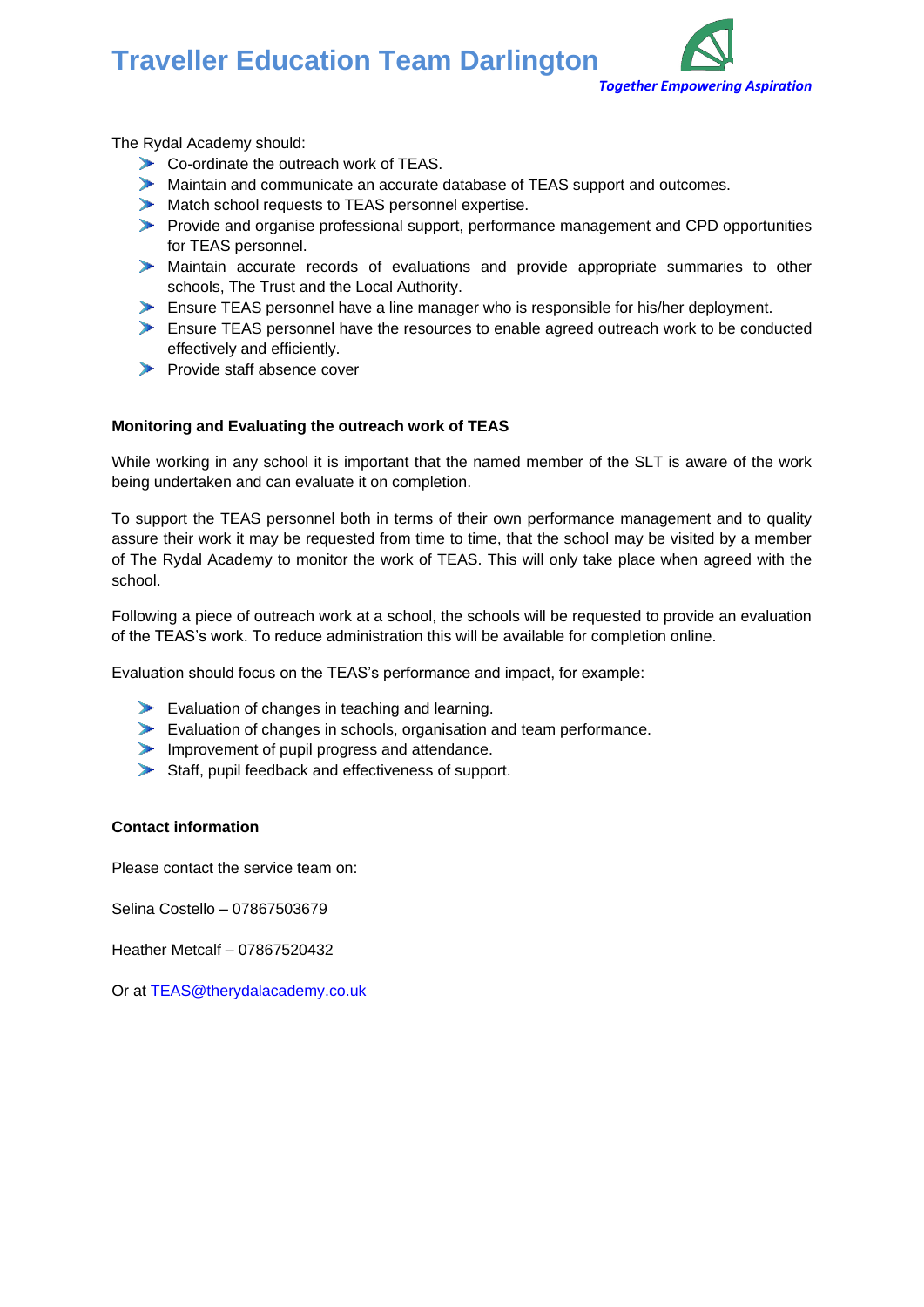The Rydal Academy should:

- Co-ordinate the outreach work of TEAS.
- Maintain and communicate an accurate database of TEAS support and outcomes.
- Match school requests to TEAS personnel expertise.
- Provide and organise professional support, performance management and CPD opportunities for TEAS personnel.
- Maintain accurate records of evaluations and provide appropriate summaries to other schools, The Trust and the Local Authority.
- Ensure TEAS personnel have a line manager who is responsible for his/her deployment.
- Ensure TEAS personnel have the resources to enable agreed outreach work to be conducted effectively and efficiently.
- Provide staff absence cover

**Monitoring and Evaluating the outreach work of TEAS**

While working in any school it is important that the named member of the SLT is aware of the work being undertaken and can evaluate it on completion.

To support the TEAS personnel both in terms of their own performance management and to quality assure their work it may be requested from time to time, that the school may be visited by a member of The Rydal Academy to monitor the work of TEAS. This will only take place when agreed with the school.

Following a piece of outreach work at a school, the schools will be requested to provide an evaluation of the TEAS's work. To reduce administration this will be available for completion online.

Evaluation should focus on the TEAS's performance and impact, for example:

- Evaluation of changes in teaching and learning.
- Evaluation of changes in schools, organisation and team performance.
- Improvement of pupil progress and attendance.
- Staff, pupil feedback and effectiveness of support.

**Contact information**

Please contact the service team on:

Selina Costello – 07867503679

Heather Metcalf – 07867520432

Or at TEAS@therydalacademy.co.uk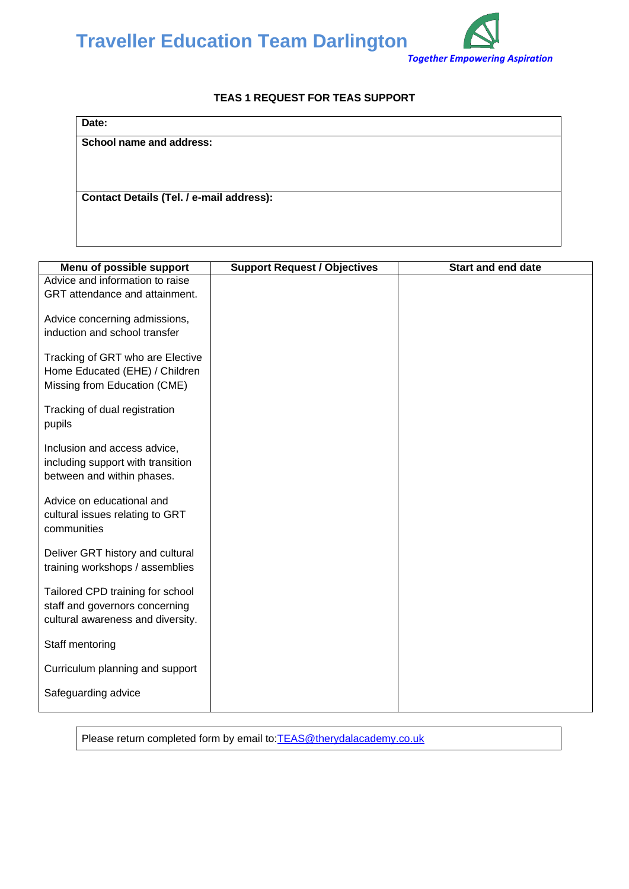# Traveller Education Team Darlington

*Together Empowering Aspiration*

## TEAS 1 REQUEST FOR TEAS SUPPORT

| **Date:** |
|---|
| **School name and address:** |
| **Contact Details (Tel. / e-mail address):** |

| Menu of possible support | Support Request / Objectives | Start and end date |
|---|---|---|
| Advice and information to raise GRT attendance and attainment. | | |
| Advice concerning admissions, induction and school transfer | | |
| Tracking of GRT who are Elective Home Educated (EHE) / Children Missing from Education (CME) | | |
| Tracking of dual registration pupils | | |
| Inclusion and access advice, including support with transition between and within phases. | | |
| Advice on educational and cultural issues relating to GRT communities | | |
| Deliver GRT history and cultural training workshops / assemblies | | |
| Tailored CPD training for school staff and governors concerning cultural awareness and diversity. | | |
| Staff mentoring | | |
| Curriculum planning and support | | |
| Safeguarding advice | | |

Please return completed form by email to: TEAS@therydalacademy.co.uk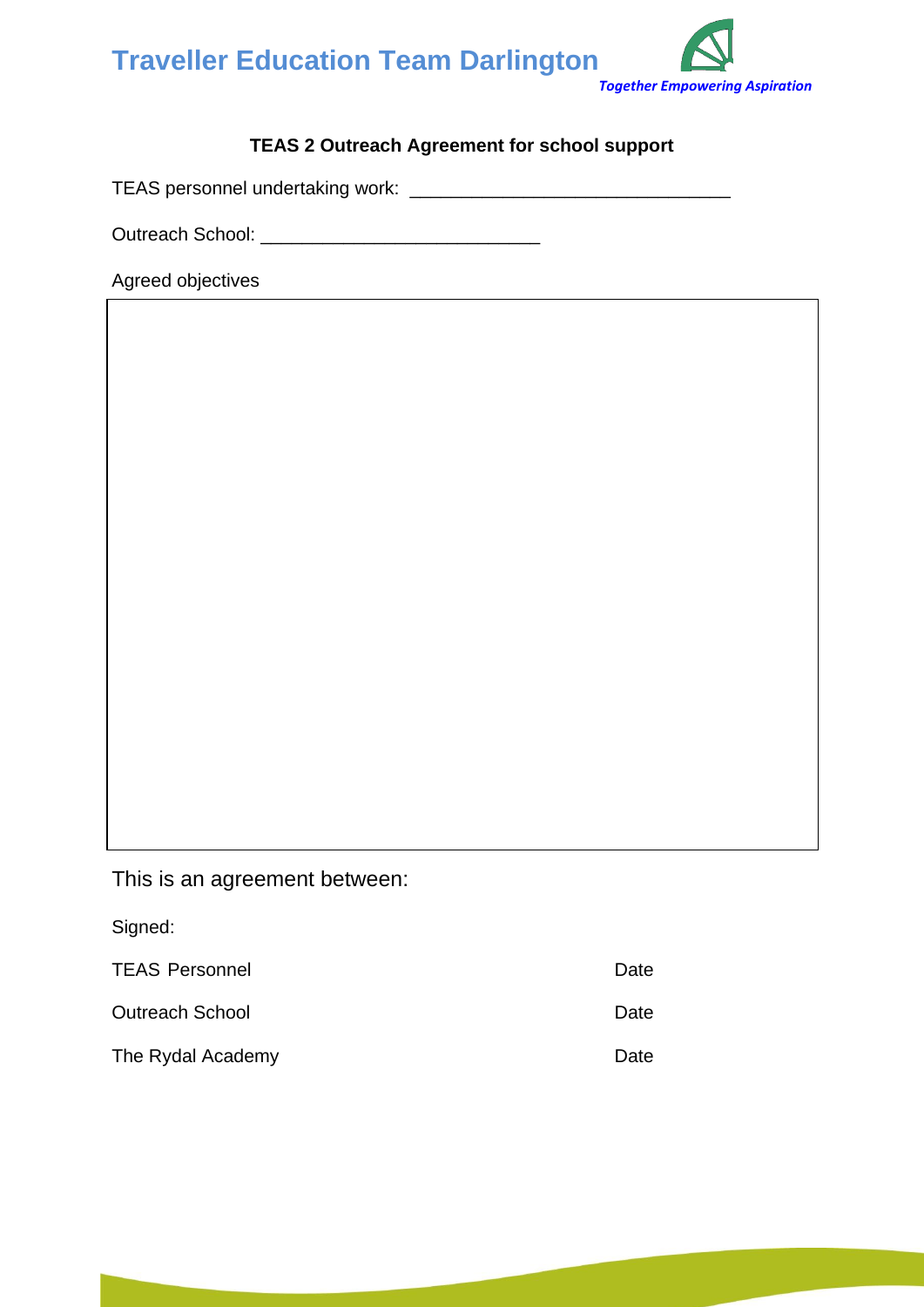# Traveller Education Team Darlington

*Together Empowering Aspiration*

**TEAS 2 Outreach Agreement for school support**

TEAS personnel undertaking work: ______________________________

Outreach School: __________________________

Agreed objectives

|   |
|---|
|   |

This is an agreement between:

Signed:

| | |
|---|---|
| TEAS Personnel | Date |
| Outreach School | Date |
| The Rydal Academy | Date |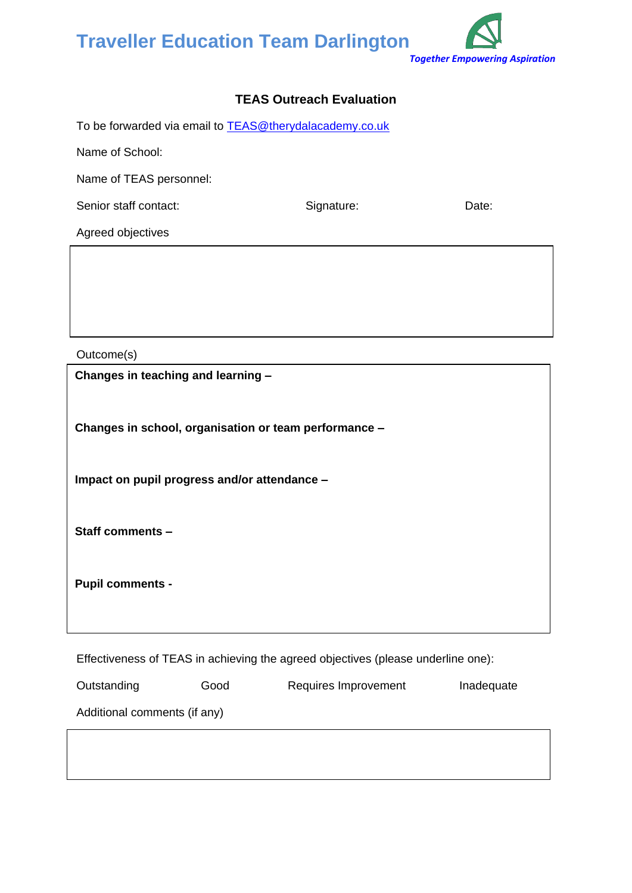# Traveller Education Team Darlington

*Together Empowering Aspiration*

## TEAS Outreach Evaluation

To be forwarded via email to TEAS@therydalacademy.co.uk

Name of School:

Name of TEAS personnel:

Senior staff contact: Signature: Date:

Agreed objectives

| |
|---|
| |

Outcome(s)

| |
|---|
| **Changes in teaching and learning –** |
| **Changes in school, organisation or team performance –** |
| **Impact on pupil progress and/or attendance –** |
| **Staff comments –** |
| **Pupil comments -** |

Effectiveness of TEAS in achieving the agreed objectives (please underline one):

Outstanding Good Requires Improvement Inadequate

Additional comments (if any)

| |
|---|
| |